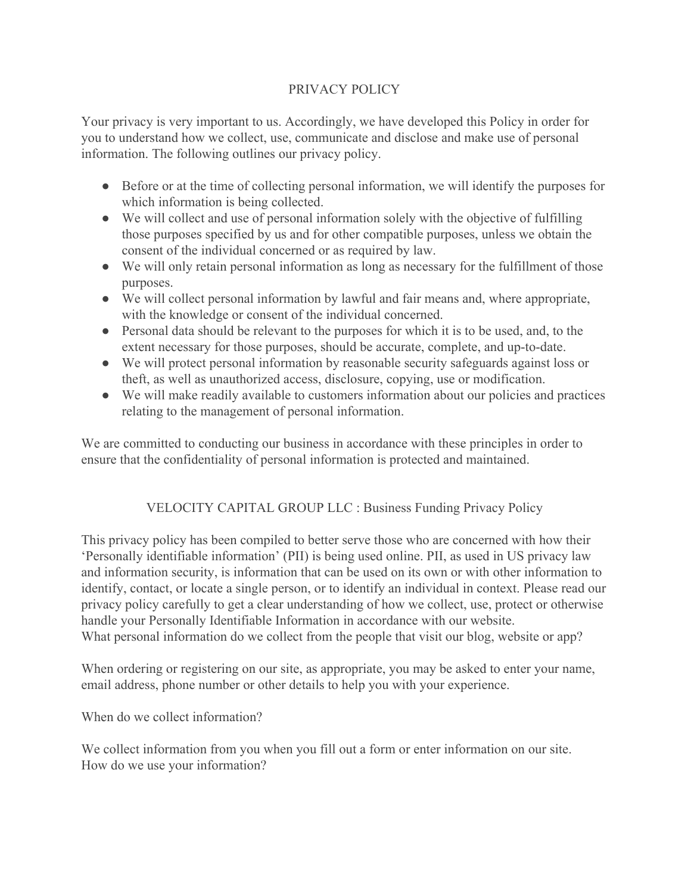# PRIVACY POLICY

Your privacy is very important to us. Accordingly, we have developed this Policy in order for you to understand how we collect, use, communicate and disclose and make use of personal information. The following outlines our privacy policy.

- Before or at the time of collecting personal information, we will identify the purposes for which information is being collected.
- We will collect and use of personal information solely with the objective of fulfilling those purposes specified by us and for other compatible purposes, unless we obtain the consent of the individual concerned or as required by law.
- We will only retain personal information as long as necessary for the fulfillment of those purposes.
- We will collect personal information by lawful and fair means and, where appropriate, with the knowledge or consent of the individual concerned.
- Personal data should be relevant to the purposes for which it is to be used, and, to the extent necessary for those purposes, should be accurate, complete, and up-to-date.
- We will protect personal information by reasonable security safeguards against loss or theft, as well as unauthorized access, disclosure, copying, use or modification.
- We will make readily available to customers information about our policies and practices relating to the management of personal information.

We are committed to conducting our business in accordance with these principles in order to ensure that the confidentiality of personal information is protected and maintained.

## VELOCITY CAPITAL GROUP LLC : Business Funding Privacy Policy

This privacy policy has been compiled to better serve those who are concerned with how their 'Personally identifiable information' (PII) is being used online. PII, as used in US privacy law and information security, is information that can be used on its own or with other information to identify, contact, or locate a single person, or to identify an individual in context. Please read our privacy policy carefully to get a clear understanding of how we collect, use, protect or otherwise handle your Personally Identifiable Information in accordance with our website.
What personal information do we collect from the people that visit our blog, website or app?

When ordering or registering on our site, as appropriate, you may be asked to enter your name, email address, phone number or other details to help you with your experience.

When do we collect information?

We collect information from you when you fill out a form or enter information on our site.
How do we use your information?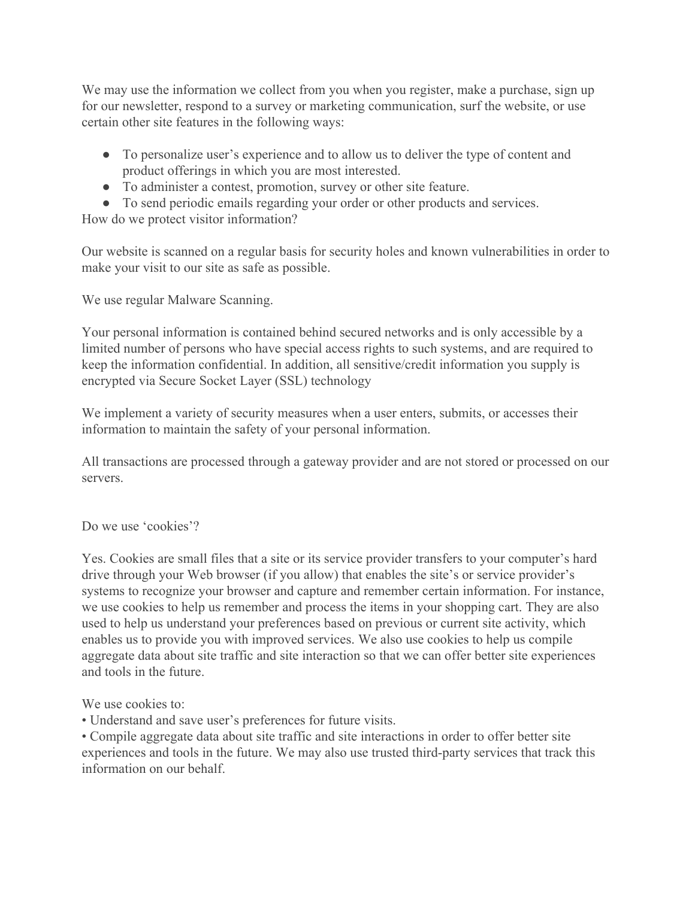We may use the information we collect from you when you register, make a purchase, sign up for our newsletter, respond to a survey or marketing communication, surf the website, or use certain other site features in the following ways:

- To personalize user's experience and to allow us to deliver the type of content and product offerings in which you are most interested.
- To administer a contest, promotion, survey or other site feature.
- To send periodic emails regarding your order or other products and services.

How do we protect visitor information?

Our website is scanned on a regular basis for security holes and known vulnerabilities in order to make your visit to our site as safe as possible.

We use regular Malware Scanning.

Your personal information is contained behind secured networks and is only accessible by a limited number of persons who have special access rights to such systems, and are required to keep the information confidential. In addition, all sensitive/credit information you supply is encrypted via Secure Socket Layer (SSL) technology

We implement a variety of security measures when a user enters, submits, or accesses their information to maintain the safety of your personal information.

All transactions are processed through a gateway provider and are not stored or processed on our servers.

Do we use 'cookies'?

Yes. Cookies are small files that a site or its service provider transfers to your computer's hard drive through your Web browser (if you allow) that enables the site's or service provider's systems to recognize your browser and capture and remember certain information. For instance, we use cookies to help us remember and process the items in your shopping cart. They are also used to help us understand your preferences based on previous or current site activity, which enables us to provide you with improved services. We also use cookies to help us compile aggregate data about site traffic and site interaction so that we can offer better site experiences and tools in the future.

We use cookies to:

- Understand and save user's preferences for future visits.
- Compile aggregate data about site traffic and site interactions in order to offer better site experiences and tools in the future. We may also use trusted third-party services that track this information on our behalf.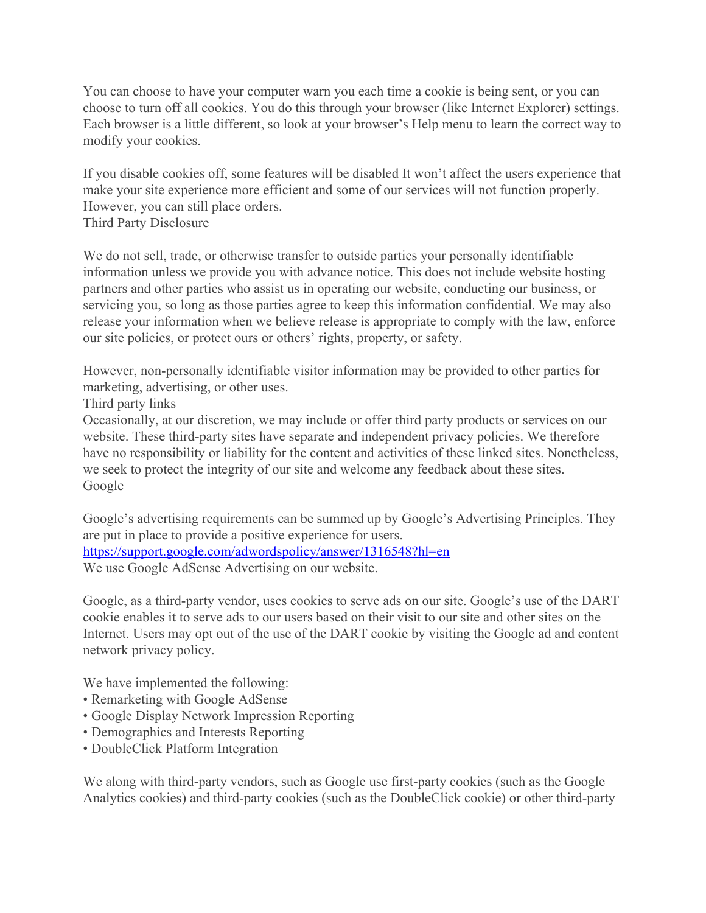You can choose to have your computer warn you each time a cookie is being sent, or you can choose to turn off all cookies. You do this through your browser (like Internet Explorer) settings. Each browser is a little different, so look at your browser's Help menu to learn the correct way to modify your cookies.

If you disable cookies off, some features will be disabled It won't affect the users experience that make your site experience more efficient and some of our services will not function properly. However, you can still place orders.

Third Party Disclosure

We do not sell, trade, or otherwise transfer to outside parties your personally identifiable information unless we provide you with advance notice. This does not include website hosting partners and other parties who assist us in operating our website, conducting our business, or servicing you, so long as those parties agree to keep this information confidential. We may also release your information when we believe release is appropriate to comply with the law, enforce our site policies, or protect ours or others' rights, property, or safety.

However, non-personally identifiable visitor information may be provided to other parties for marketing, advertising, or other uses.

Third party links

Occasionally, at our discretion, we may include or offer third party products or services on our website. These third-party sites have separate and independent privacy policies. We therefore have no responsibility or liability for the content and activities of these linked sites. Nonetheless, we seek to protect the integrity of our site and welcome any feedback about these sites.

Google

Google's advertising requirements can be summed up by Google's Advertising Principles. They are put in place to provide a positive experience for users.
[https://support.google.com/adwordspolicy/answer/1316548?hl=en](https://support.google.com/adwordspolicy/answer/1316548?hl=en)
We use Google AdSense Advertising on our website.

Google, as a third-party vendor, uses cookies to serve ads on our site. Google's use of the DART cookie enables it to serve ads to our users based on their visit to our site and other sites on the Internet. Users may opt out of the use of the DART cookie by visiting the Google ad and content network privacy policy.

We have implemented the following:
- Remarketing with Google AdSense
- Google Display Network Impression Reporting
- Demographics and Interests Reporting
- DoubleClick Platform Integration

We along with third-party vendors, such as Google use first-party cookies (such as the Google Analytics cookies) and third-party cookies (such as the DoubleClick cookie) or other third-party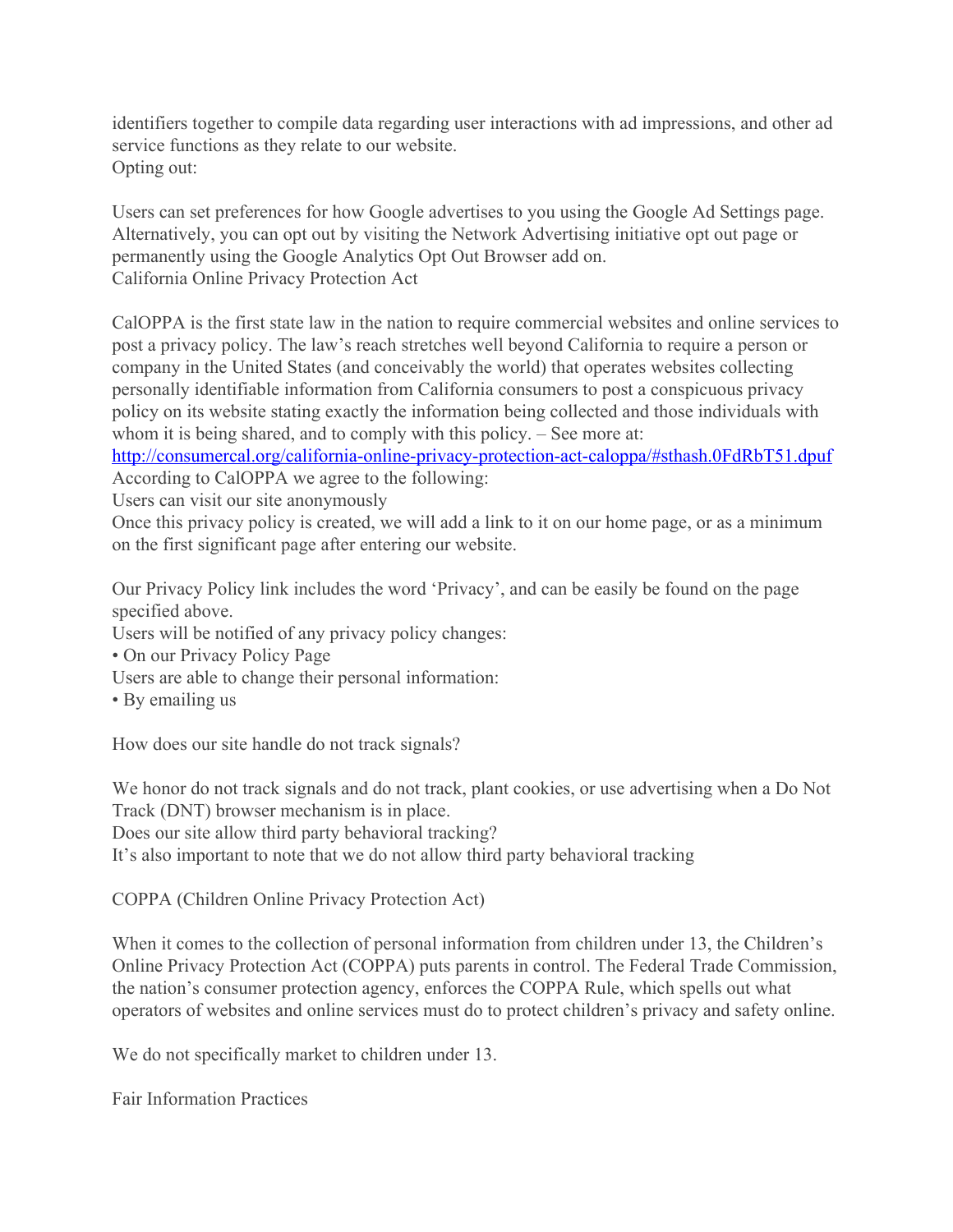identifiers together to compile data regarding user interactions with ad impressions, and other ad service functions as they relate to our website.
Opting out:

Users can set preferences for how Google advertises to you using the Google Ad Settings page. Alternatively, you can opt out by visiting the Network Advertising initiative opt out page or permanently using the Google Analytics Opt Out Browser add on.
California Online Privacy Protection Act

CalOPPA is the first state law in the nation to require commercial websites and online services to post a privacy policy. The law's reach stretches well beyond California to require a person or company in the United States (and conceivably the world) that operates websites collecting personally identifiable information from California consumers to post a conspicuous privacy policy on its website stating exactly the information being collected and those individuals with whom it is being shared, and to comply with this policy. – See more at: [http://consumercal.org/california-online-privacy-protection-act-caloppa/#sthash.0FdRbT51.dpuf](http://consumercal.org/california-online-privacy-protection-act-caloppa/#sthash.0FdRbT51.dpuf)
According to CalOPPA we agree to the following:
Users can visit our site anonymously
Once this privacy policy is created, we will add a link to it on our home page, or as a minimum on the first significant page after entering our website.

Our Privacy Policy link includes the word 'Privacy', and can be easily be found on the page specified above.
Users will be notified of any privacy policy changes:
• On our Privacy Policy Page
Users are able to change their personal information:
• By emailing us

How does our site handle do not track signals?

We honor do not track signals and do not track, plant cookies, or use advertising when a Do Not Track (DNT) browser mechanism is in place.
Does our site allow third party behavioral tracking?
It's also important to note that we do not allow third party behavioral tracking

COPPA (Children Online Privacy Protection Act)

When it comes to the collection of personal information from children under 13, the Children's Online Privacy Protection Act (COPPA) puts parents in control. The Federal Trade Commission, the nation's consumer protection agency, enforces the COPPA Rule, which spells out what operators of websites and online services must do to protect children's privacy and safety online.

We do not specifically market to children under 13.

Fair Information Practices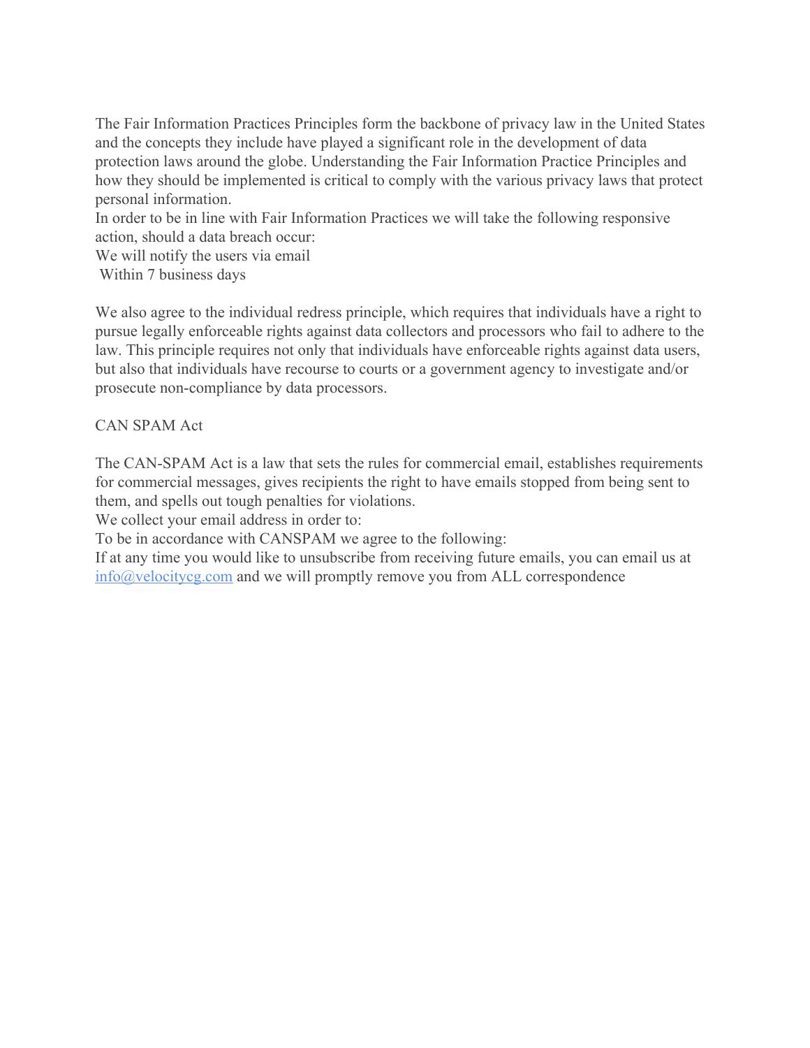The Fair Information Practices Principles form the backbone of privacy law in the United States and the concepts they include have played a significant role in the development of data protection laws around the globe. Understanding the Fair Information Practice Principles and how they should be implemented is critical to comply with the various privacy laws that protect personal information.

In order to be in line with Fair Information Practices we will take the following responsive action, should a data breach occur:

We will notify the users via email

Within 7 business days

We also agree to the individual redress principle, which requires that individuals have a right to pursue legally enforceable rights against data collectors and processors who fail to adhere to the law. This principle requires not only that individuals have enforceable rights against data users, but also that individuals have recourse to courts or a government agency to investigate and/or prosecute non-compliance by data processors.

CAN SPAM Act

The CAN-SPAM Act is a law that sets the rules for commercial email, establishes requirements for commercial messages, gives recipients the right to have emails stopped from being sent to them, and spells out tough penalties for violations.

We collect your email address in order to:

To be in accordance with CANSPAM we agree to the following:

If at any time you would like to unsubscribe from receiving future emails, you can email us at info@velocitycg.com and we will promptly remove you from ALL correspondence